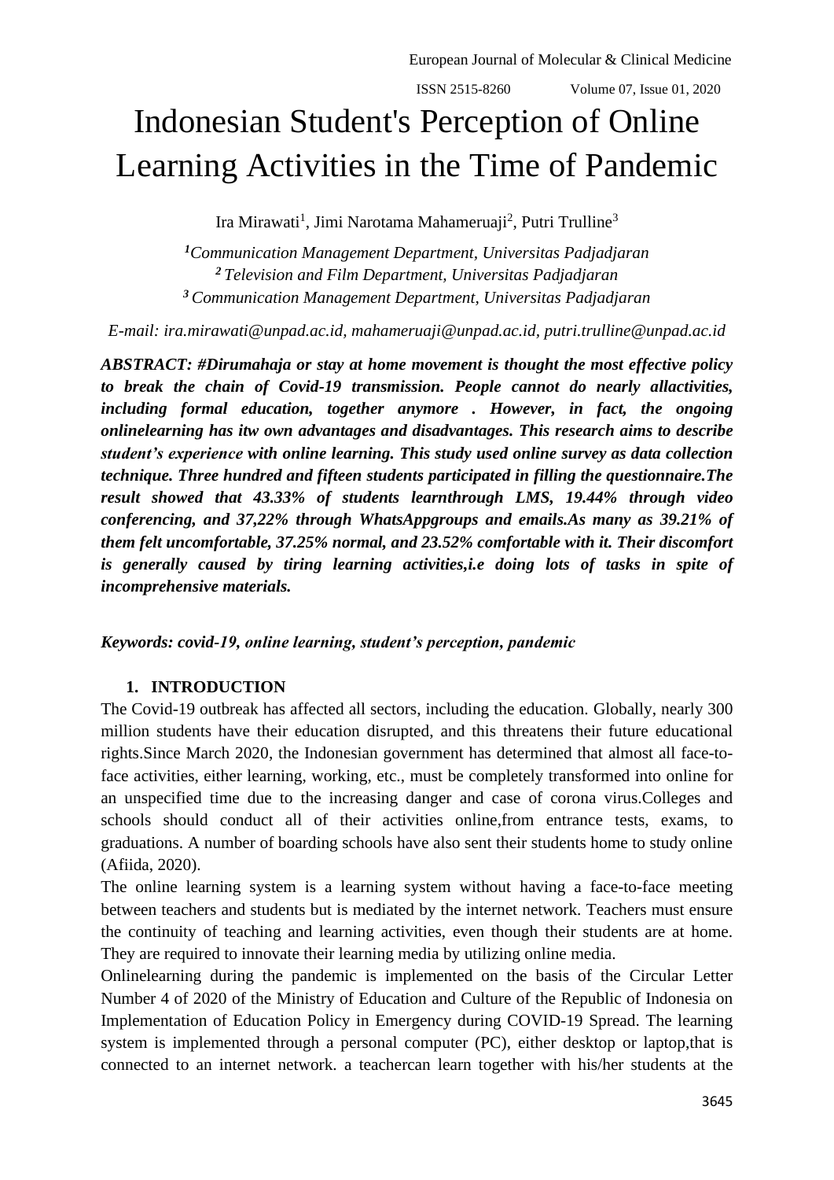# Indonesian Student's Perception of Online Learning Activities in the Time of Pandemic

Ira Mirawati[1], Jimi Narotama Mahameruaji[2], Putri Trulline[3]

*[1]Communication Management Department, Universitas Padjadjaran*
*[2] Television and Film Department, Universitas Padjadjaran*
*[3] Communication Management Department, Universitas Padjadjaran*

*E-mail: ira.mirawati@unpad.ac.id, mahameruaji@unpad.ac.id, putri.trulline@unpad.ac.id*

***ABSTRACT: #Dirumahaja or stay at home movement is thought the most effective policy to break the chain of Covid-19 transmission. People cannot do nearly allactivities, including formal education, together anymore . However, in fact, the ongoing onlinelearning has itw own advantages and disadvantages. This research aims to describe student's experience with online learning. This study used online survey as data collection technique. Three hundred and fifteen students participated in filling the questionnaire.The result showed that 43.33% of students learnthrough LMS, 19.44% through video conferencing, and 37,22% through WhatsAppgroups and emails.As many as 39.21% of them felt uncomfortable, 37.25% normal, and 23.52% comfortable with it. Their discomfort is generally caused by tiring learning activities,i.e doing lots of tasks in spite of incomprehensive materials.***

***Keywords: covid-19, online learning, student's perception, pandemic***

## 1. INTRODUCTION

The Covid-19 outbreak has affected all sectors, including the education. Globally, nearly 300 million students have their education disrupted, and this threatens their future educational rights.Since March 2020, the Indonesian government has determined that almost all face-to-face activities, either learning, working, etc., must be completely transformed into online for an unspecified time due to the increasing danger and case of corona virus.Colleges and schools should conduct all of their activities online,from entrance tests, exams, to graduations. A number of boarding schools have also sent their students home to study online (Afiida, 2020).

The online learning system is a learning system without having a face-to-face meeting between teachers and students but is mediated by the internet network. Teachers must ensure the continuity of teaching and learning activities, even though their students are at home. They are required to innovate their learning media by utilizing online media.

Onlinelearning during the pandemic is implemented on the basis of the Circular Letter Number 4 of 2020 of the Ministry of Education and Culture of the Republic of Indonesia on Implementation of Education Policy in Emergency during COVID-19 Spread. The learning system is implemented through a personal computer (PC), either desktop or laptop,that is connected to an internet network. a teachercan learn together with his/her students at the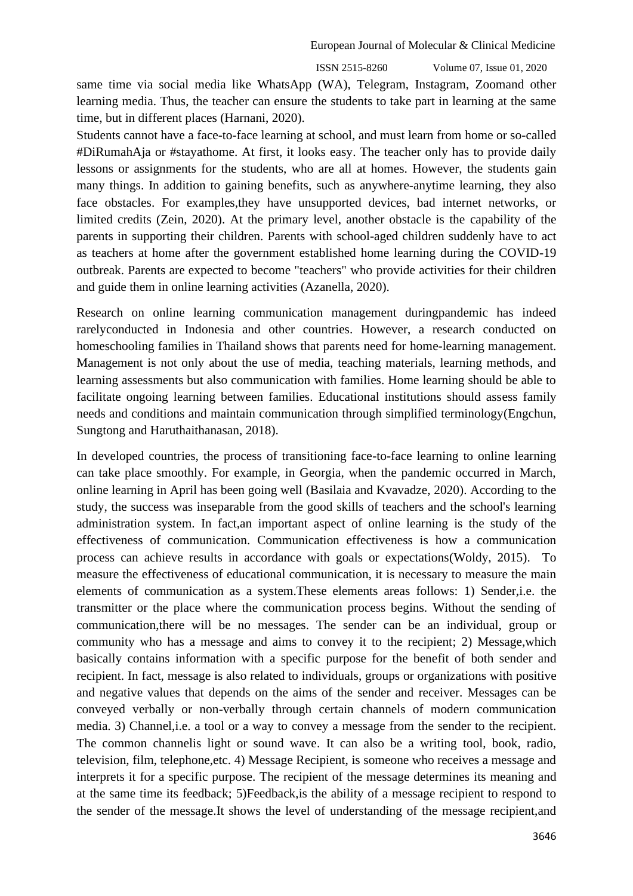same time via social media like WhatsApp (WA), Telegram, Instagram, Zoomand other learning media. Thus, the teacher can ensure the students to take part in learning at the same time, but in different places (Harnani, 2020).

Students cannot have a face-to-face learning at school, and must learn from home or so-called #DiRumahAja or #stayathome. At first, it looks easy. The teacher only has to provide daily lessons or assignments for the students, who are all at homes. However, the students gain many things. In addition to gaining benefits, such as anywhere-anytime learning, they also face obstacles. For examples,they have unsupported devices, bad internet networks, or limited credits (Zein, 2020). At the primary level, another obstacle is the capability of the parents in supporting their children. Parents with school-aged children suddenly have to act as teachers at home after the government established home learning during the COVID-19 outbreak. Parents are expected to become "teachers" who provide activities for their children and guide them in online learning activities (Azanella, 2020).

Research on online learning communication management duringpandemic has indeed rarelyconducted in Indonesia and other countries. However, a research conducted on homeschooling families in Thailand shows that parents need for home-learning management. Management is not only about the use of media, teaching materials, learning methods, and learning assessments but also communication with families. Home learning should be able to facilitate ongoing learning between families. Educational institutions should assess family needs and conditions and maintain communication through simplified terminology(Engchun, Sungtong and Haruthaithanasan, 2018).

In developed countries, the process of transitioning face-to-face learning to online learning can take place smoothly. For example, in Georgia, when the pandemic occurred in March, online learning in April has been going well (Basilaia and Kvavadze, 2020). According to the study, the success was inseparable from the good skills of teachers and the school's learning administration system. In fact,an important aspect of online learning is the study of the effectiveness of communication. Communication effectiveness is how a communication process can achieve results in accordance with goals or expectations(Woldy, 2015). To measure the effectiveness of educational communication, it is necessary to measure the main elements of communication as a system.These elements areas follows: 1) Sender,i.e. the transmitter or the place where the communication process begins. Without the sending of communication,there will be no messages. The sender can be an individual, group or community who has a message and aims to convey it to the recipient; 2) Message,which basically contains information with a specific purpose for the benefit of both sender and recipient. In fact, message is also related to individuals, groups or organizations with positive and negative values that depends on the aims of the sender and receiver. Messages can be conveyed verbally or non-verbally through certain channels of modern communication media. 3) Channel,i.e. a tool or a way to convey a message from the sender to the recipient. The common channelis light or sound wave. It can also be a writing tool, book, radio, television, film, telephone,etc. 4) Message Recipient, is someone who receives a message and interprets it for a specific purpose. The recipient of the message determines its meaning and at the same time its feedback; 5)Feedback,is the ability of a message recipient to respond to the sender of the message.It shows the level of understanding of the message recipient,and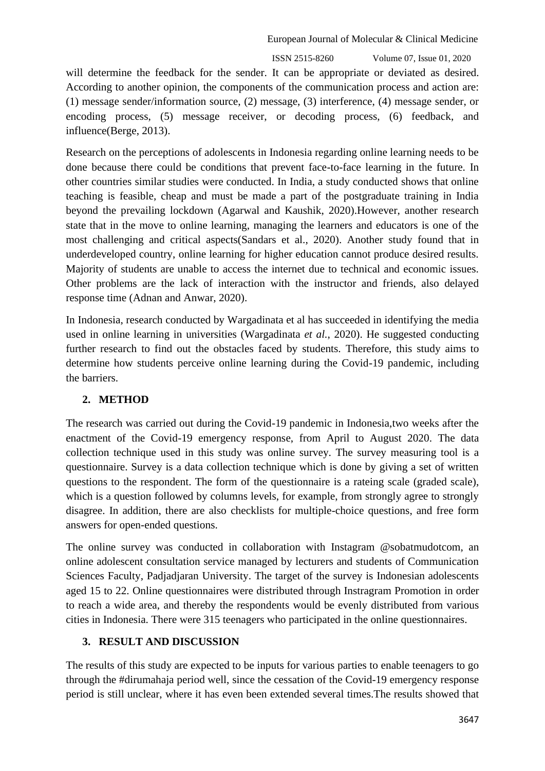will determine the feedback for the sender. It can be appropriate or deviated as desired. According to another opinion, the components of the communication process and action are: (1) message sender/information source, (2) message, (3) interference, (4) message sender, or encoding process, (5) message receiver, or decoding process, (6) feedback, and influence(Berge, 2013).

Research on the perceptions of adolescents in Indonesia regarding online learning needs to be done because there could be conditions that prevent face-to-face learning in the future. In other countries similar studies were conducted. In India, a study conducted shows that online teaching is feasible, cheap and must be made a part of the postgraduate training in India beyond the prevailing lockdown (Agarwal and Kaushik, 2020).However, another research state that in the move to online learning, managing the learners and educators is one of the most challenging and critical aspects(Sandars et al., 2020). Another study found that in underdeveloped country, online learning for higher education cannot produce desired results. Majority of students are unable to access the internet due to technical and economic issues. Other problems are the lack of interaction with the instructor and friends, also delayed response time (Adnan and Anwar, 2020).

In Indonesia, research conducted by Wargadinata et al has succeeded in identifying the media used in online learning in universities (Wargadinata *et al.*, 2020). He suggested conducting further research to find out the obstacles faced by students. Therefore, this study aims to determine how students perceive online learning during the Covid-19 pandemic, including the barriers.

## 2. METHOD

The research was carried out during the Covid-19 pandemic in Indonesia,two weeks after the enactment of the Covid-19 emergency response, from April to August 2020. The data collection technique used in this study was online survey. The survey measuring tool is a questionnaire. Survey is a data collection technique which is done by giving a set of written questions to the respondent. The form of the questionnaire is a rateing scale (graded scale), which is a question followed by columns levels, for example, from strongly agree to strongly disagree. In addition, there are also checklists for multiple-choice questions, and free form answers for open-ended questions.

The online survey was conducted in collaboration with Instagram @sobatmudotcom, an online adolescent consultation service managed by lecturers and students of Communication Sciences Faculty, Padjadjaran University. The target of the survey is Indonesian adolescents aged 15 to 22. Online questionnaires were distributed through Instragram Promotion in order to reach a wide area, and thereby the respondents would be evenly distributed from various cities in Indonesia. There were 315 teenagers who participated in the online questionnaires.

## 3. RESULT AND DISCUSSION

The results of this study are expected to be inputs for various parties to enable teenagers to go through the #dirumahaja period well, since the cessation of the Covid-19 emergency response period is still unclear, where it has even been extended several times.The results showed that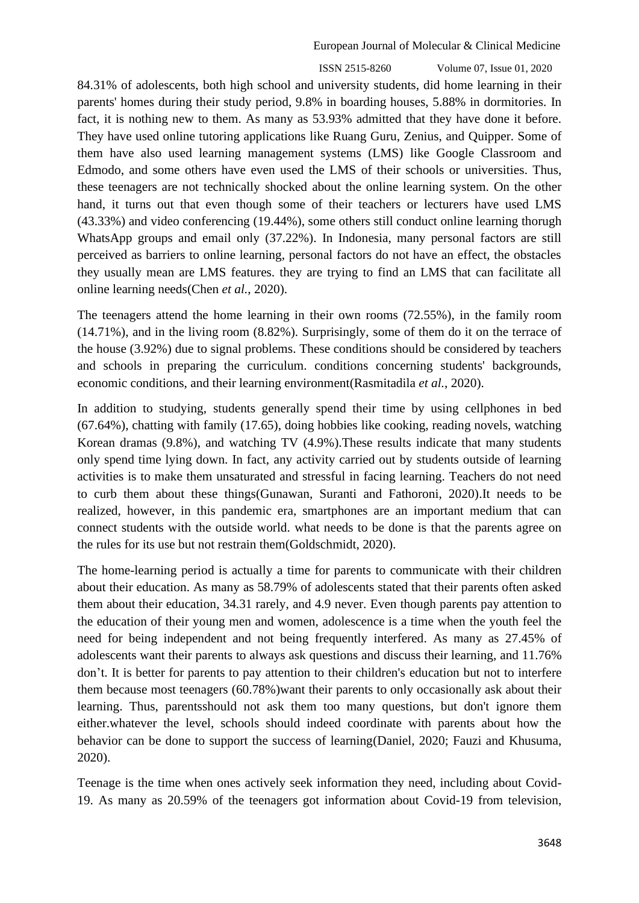84.31% of adolescents, both high school and university students, did home learning in their parents' homes during their study period, 9.8% in boarding houses, 5.88% in dormitories. In fact, it is nothing new to them. As many as 53.93% admitted that they have done it before. They have used online tutoring applications like Ruang Guru, Zenius, and Quipper. Some of them have also used learning management systems (LMS) like Google Classroom and Edmodo, and some others have even used the LMS of their schools or universities. Thus, these teenagers are not technically shocked about the online learning system. On the other hand, it turns out that even though some of their teachers or lecturers have used LMS (43.33%) and video conferencing (19.44%), some others still conduct online learning thorugh WhatsApp groups and email only (37.22%). In Indonesia, many personal factors are still perceived as barriers to online learning, personal factors do not have an effect, the obstacles they usually mean are LMS features. they are trying to find an LMS that can facilitate all online learning needs(Chen *et al.*, 2020).

The teenagers attend the home learning in their own rooms (72.55%), in the family room (14.71%), and in the living room (8.82%). Surprisingly, some of them do it on the terrace of the house (3.92%) due to signal problems. These conditions should be considered by teachers and schools in preparing the curriculum. conditions concerning students' backgrounds, economic conditions, and their learning environment(Rasmitadila *et al.*, 2020).

In addition to studying, students generally spend their time by using cellphones in bed (67.64%), chatting with family (17.65), doing hobbies like cooking, reading novels, watching Korean dramas (9.8%), and watching TV (4.9%).These results indicate that many students only spend time lying down. In fact, any activity carried out by students outside of learning activities is to make them unsaturated and stressful in facing learning. Teachers do not need to curb them about these things(Gunawan, Suranti and Fathoroni, 2020).It needs to be realized, however, in this pandemic era, smartphones are an important medium that can connect students with the outside world. what needs to be done is that the parents agree on the rules for its use but not restrain them(Goldschmidt, 2020).

The home-learning period is actually a time for parents to communicate with their children about their education. As many as 58.79% of adolescents stated that their parents often asked them about their education, 34.31 rarely, and 4.9 never. Even though parents pay attention to the education of their young men and women, adolescence is a time when the youth feel the need for being independent and not being frequently interfered. As many as 27.45% of adolescents want their parents to always ask questions and discuss their learning, and 11.76% don't. It is better for parents to pay attention to their children's education but not to interfere them because most teenagers (60.78%)want their parents to only occasionally ask about their learning. Thus, parentsshould not ask them too many questions, but don't ignore them either.whatever the level, schools should indeed coordinate with parents about how the behavior can be done to support the success of learning(Daniel, 2020; Fauzi and Khusuma, 2020).

Teenage is the time when ones actively seek information they need, including about Covid-19. As many as 20.59% of the teenagers got information about Covid-19 from television,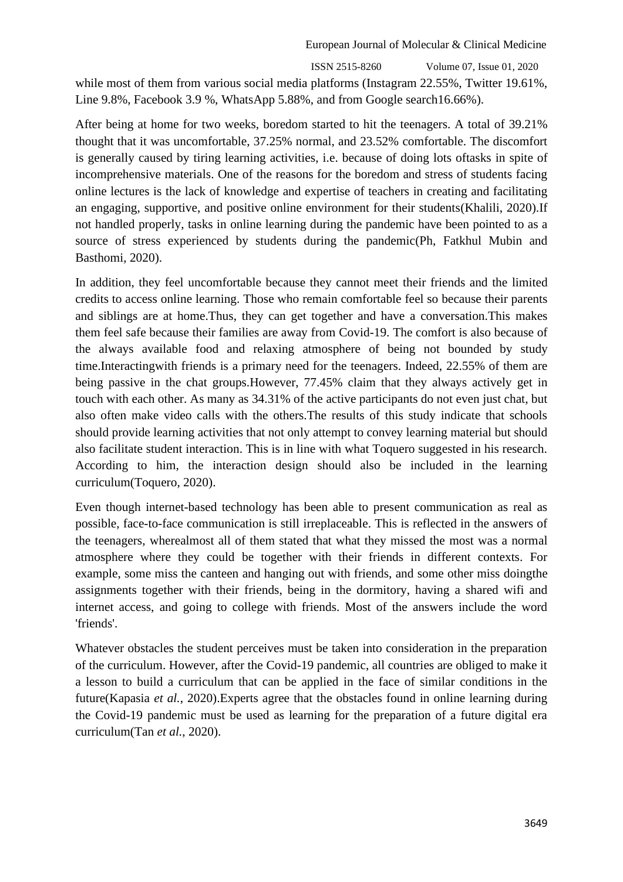while most of them from various social media platforms (Instagram 22.55%, Twitter 19.61%, Line 9.8%, Facebook 3.9 %, WhatsApp 5.88%, and from Google search16.66%).

After being at home for two weeks, boredom started to hit the teenagers. A total of 39.21% thought that it was uncomfortable, 37.25% normal, and 23.52% comfortable. The discomfort is generally caused by tiring learning activities, i.e. because of doing lots oftasks in spite of incomprehensive materials. One of the reasons for the boredom and stress of students facing online lectures is the lack of knowledge and expertise of teachers in creating and facilitating an engaging, supportive, and positive online environment for their students(Khalili, 2020).If not handled properly, tasks in online learning during the pandemic have been pointed to as a source of stress experienced by students during the pandemic(Ph, Fatkhul Mubin and Basthomi, 2020).

In addition, they feel uncomfortable because they cannot meet their friends and the limited credits to access online learning. Those who remain comfortable feel so because their parents and siblings are at home.Thus, they can get together and have a conversation.This makes them feel safe because their families are away from Covid-19. The comfort is also because of the always available food and relaxing atmosphere of being not bounded by study time.Interactingwith friends is a primary need for the teenagers. Indeed, 22.55% of them are being passive in the chat groups.However, 77.45% claim that they always actively get in touch with each other. As many as 34.31% of the active participants do not even just chat, but also often make video calls with the others.The results of this study indicate that schools should provide learning activities that not only attempt to convey learning material but should also facilitate student interaction. This is in line with what Toquero suggested in his research. According to him, the interaction design should also be included in the learning curriculum(Toquero, 2020).

Even though internet-based technology has been able to present communication as real as possible, face-to-face communication is still irreplaceable. This is reflected in the answers of the teenagers, wherealmost all of them stated that what they missed the most was a normal atmosphere where they could be together with their friends in different contexts. For example, some miss the canteen and hanging out with friends, and some other miss doingthe assignments together with their friends, being in the dormitory, having a shared wifi and internet access, and going to college with friends. Most of the answers include the word 'friends'.

Whatever obstacles the student perceives must be taken into consideration in the preparation of the curriculum. However, after the Covid-19 pandemic, all countries are obliged to make it a lesson to build a curriculum that can be applied in the face of similar conditions in the future(Kapasia *et al.*, 2020).Experts agree that the obstacles found in online learning during the Covid-19 pandemic must be used as learning for the preparation of a future digital era curriculum(Tan *et al.*, 2020).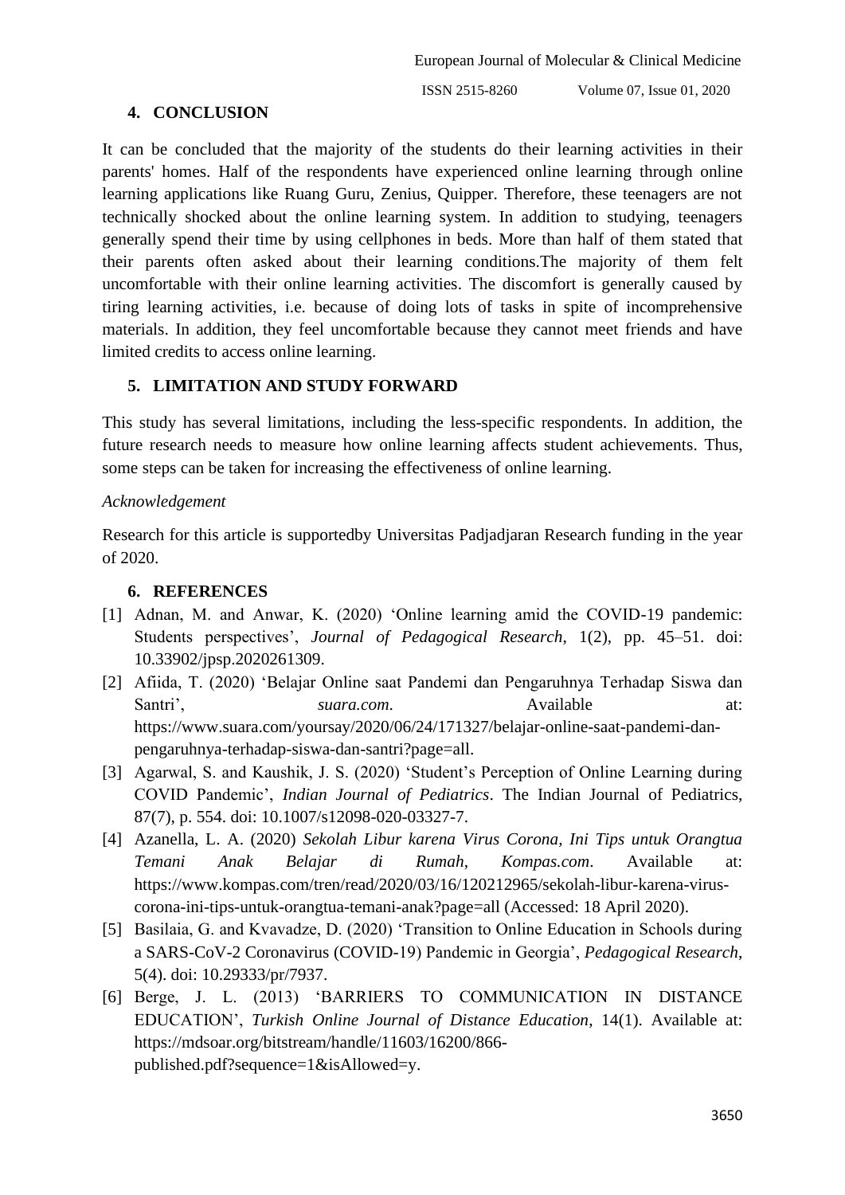## 4. CONCLUSION

It can be concluded that the majority of the students do their learning activities in their parents' homes. Half of the respondents have experienced online learning through online learning applications like Ruang Guru, Zenius, Quipper. Therefore, these teenagers are not technically shocked about the online learning system. In addition to studying, teenagers generally spend their time by using cellphones in beds. More than half of them stated that their parents often asked about their learning conditions.The majority of them felt uncomfortable with their online learning activities. The discomfort is generally caused by tiring learning activities, i.e. because of doing lots of tasks in spite of incomprehensive materials. In addition, they feel uncomfortable because they cannot meet friends and have limited credits to access online learning.

## 5. LIMITATION AND STUDY FORWARD

This study has several limitations, including the less-specific respondents. In addition, the future research needs to measure how online learning affects student achievements. Thus, some steps can be taken for increasing the effectiveness of online learning.

*Acknowledgement*

Research for this article is supportedby Universitas Padjadjaran Research funding in the year of 2020.

## 6. REFERENCES

[1] Adnan, M. and Anwar, K. (2020) 'Online learning amid the COVID-19 pandemic: Students perspectives', *Journal of Pedagogical Research*, 1(2), pp. 45–51. doi: 10.33902/jpsp.2020261309.

[2] Afiida, T. (2020) 'Belajar Online saat Pandemi dan Pengaruhnya Terhadap Siswa dan Santri', *suara.com*. Available at: https://www.suara.com/yoursay/2020/06/24/171327/belajar-online-saat-pandemi-dan-pengaruhnya-terhadap-siswa-dan-santri?page=all.

[3] Agarwal, S. and Kaushik, J. S. (2020) 'Student's Perception of Online Learning during COVID Pandemic', *Indian Journal of Pediatrics*. The Indian Journal of Pediatrics, 87(7), p. 554. doi: 10.1007/s12098-020-03327-7.

[4] Azanella, L. A. (2020) *Sekolah Libur karena Virus Corona, Ini Tips untuk Orangtua Temani Anak Belajar di Rumah*, *Kompas.com*. Available at: https://www.kompas.com/tren/read/2020/03/16/120212965/sekolah-libur-karena-virus-corona-ini-tips-untuk-orangtua-temani-anak?page=all (Accessed: 18 April 2020).

[5] Basilaia, G. and Kvavadze, D. (2020) 'Transition to Online Education in Schools during a SARS-CoV-2 Coronavirus (COVID-19) Pandemic in Georgia', *Pedagogical Research*, 5(4). doi: 10.29333/pr/7937.

[6] Berge, J. L. (2013) 'BARRIERS TO COMMUNICATION IN DISTANCE EDUCATION', *Turkish Online Journal of Distance Education*, 14(1). Available at: https://mdsoar.org/bitstream/handle/11603/16200/866-published.pdf?sequence=1&isAllowed=y.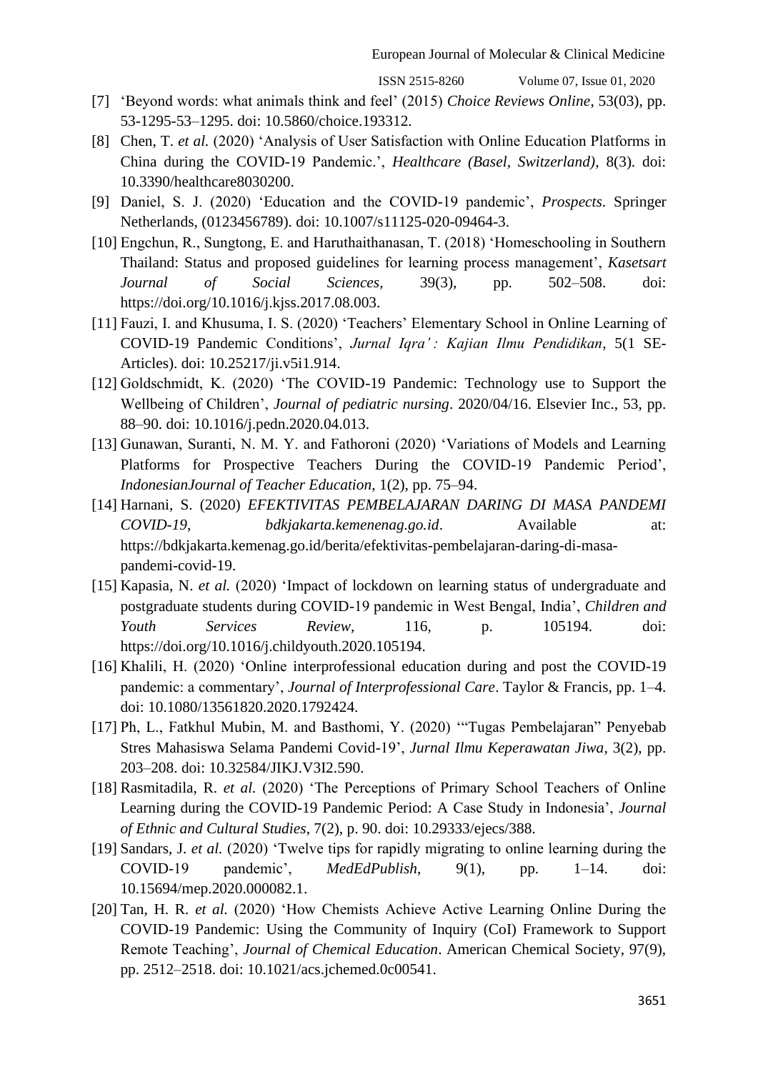[7] 'Beyond words: what animals think and feel' (2015) *Choice Reviews Online*, 53(03), pp. 53-1295-53–1295. doi: 10.5860/choice.193312.

[8] Chen, T. *et al.* (2020) 'Analysis of User Satisfaction with Online Education Platforms in China during the COVID-19 Pandemic.', *Healthcare (Basel, Switzerland)*, 8(3). doi: 10.3390/healthcare8030200.

[9] Daniel, S. J. (2020) 'Education and the COVID-19 pandemic', *Prospects*. Springer Netherlands, (0123456789). doi: 10.1007/s11125-020-09464-3.

[10] Engchun, R., Sungtong, E. and Haruthaithanasan, T. (2018) 'Homeschooling in Southern Thailand: Status and proposed guidelines for learning process management', *Kasetsart Journal of Social Sciences*, 39(3), pp. 502–508. doi: https://doi.org/10.1016/j.kjss.2017.08.003.

[11] Fauzi, I. and Khusuma, I. S. (2020) 'Teachers' Elementary School in Online Learning of COVID-19 Pandemic Conditions', *Jurnal Iqra' : Kajian Ilmu Pendidikan*, 5(1 SE-Articles). doi: 10.25217/ji.v5i1.914.

[12] Goldschmidt, K. (2020) 'The COVID-19 Pandemic: Technology use to Support the Wellbeing of Children', *Journal of pediatric nursing*. 2020/04/16. Elsevier Inc., 53, pp. 88–90. doi: 10.1016/j.pedn.2020.04.013.

[13] Gunawan, Suranti, N. M. Y. and Fathoroni (2020) 'Variations of Models and Learning Platforms for Prospective Teachers During the COVID-19 Pandemic Period', *IndonesianJournal of Teacher Education*, 1(2), pp. 75–94.

[14] Harnani, S. (2020) *EFEKTIVITAS PEMBELAJARAN DARING DI MASA PANDEMI COVID-19*, *bdkjakarta.kemenenag.go.id*. Available at: https://bdkjakarta.kemenag.go.id/berita/efektivitas-pembelajaran-daring-di-masa-pandemi-covid-19.

[15] Kapasia, N. *et al.* (2020) 'Impact of lockdown on learning status of undergraduate and postgraduate students during COVID-19 pandemic in West Bengal, India', *Children and Youth Services Review*, 116, p. 105194. doi: https://doi.org/10.1016/j.childyouth.2020.105194.

[16] Khalili, H. (2020) 'Online interprofessional education during and post the COVID-19 pandemic: a commentary', *Journal of Interprofessional Care*. Taylor & Francis, pp. 1–4. doi: 10.1080/13561820.2020.1792424.

[17] Ph, L., Fatkhul Mubin, M. and Basthomi, Y. (2020) '"Tugas Pembelajaran" Penyebab Stres Mahasiswa Selama Pandemi Covid-19', *Jurnal Ilmu Keperawatan Jiwa*, 3(2), pp. 203–208. doi: 10.32584/JIKJ.V3I2.590.

[18] Rasmitadila, R. *et al.* (2020) 'The Perceptions of Primary School Teachers of Online Learning during the COVID-19 Pandemic Period: A Case Study in Indonesia', *Journal of Ethnic and Cultural Studies*, 7(2), p. 90. doi: 10.29333/ejecs/388.

[19] Sandars, J. *et al.* (2020) 'Twelve tips for rapidly migrating to online learning during the COVID-19 pandemic', *MedEdPublish*, 9(1), pp. 1–14. doi: 10.15694/mep.2020.000082.1.

[20] Tan, H. R. *et al.* (2020) 'How Chemists Achieve Active Learning Online During the COVID-19 Pandemic: Using the Community of Inquiry (CoI) Framework to Support Remote Teaching', *Journal of Chemical Education*. American Chemical Society, 97(9), pp. 2512–2518. doi: 10.1021/acs.jchemed.0c00541.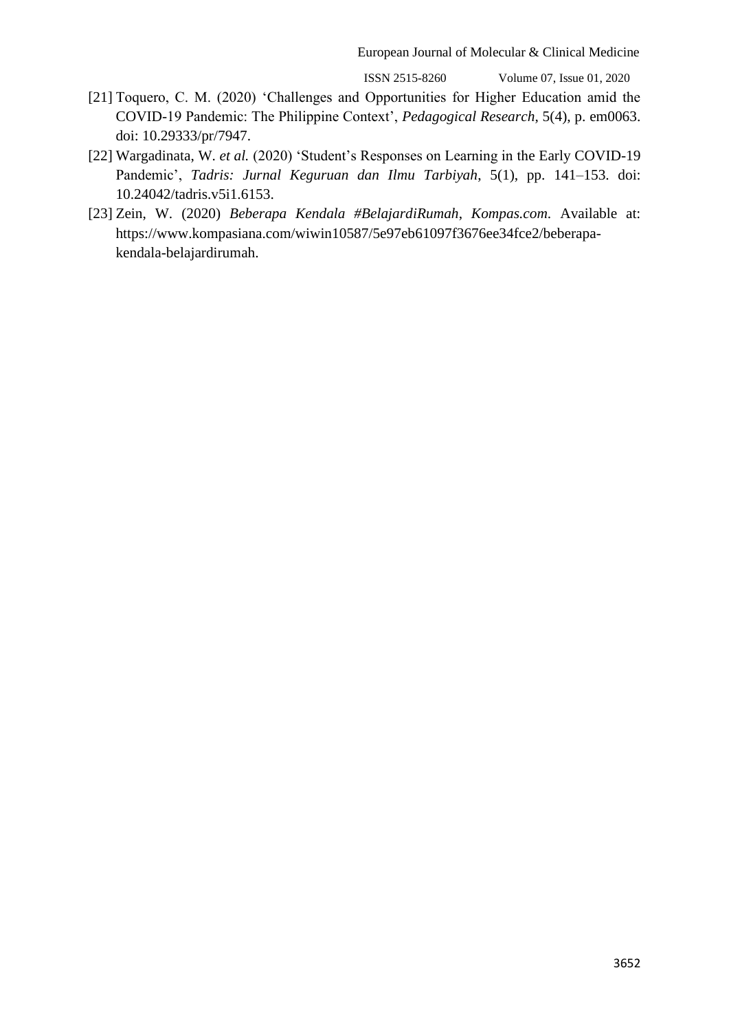[21] Toquero, C. M. (2020) 'Challenges and Opportunities for Higher Education amid the COVID-19 Pandemic: The Philippine Context', *Pedagogical Research*, 5(4), p. em0063. doi: 10.29333/pr/7947.

[22] Wargadinata, W. *et al.* (2020) 'Student's Responses on Learning in the Early COVID-19 Pandemic', *Tadris: Jurnal Keguruan dan Ilmu Tarbiyah*, 5(1), pp. 141–153. doi: 10.24042/tadris.v5i1.6153.

[23] Zein, W. (2020) *Beberapa Kendala #BelajardiRumah*, *Kompas.com*. Available at: https://www.kompasiana.com/wiwin10587/5e97eb61097f3676ee34fce2/beberapa-kendala-belajardirumah.